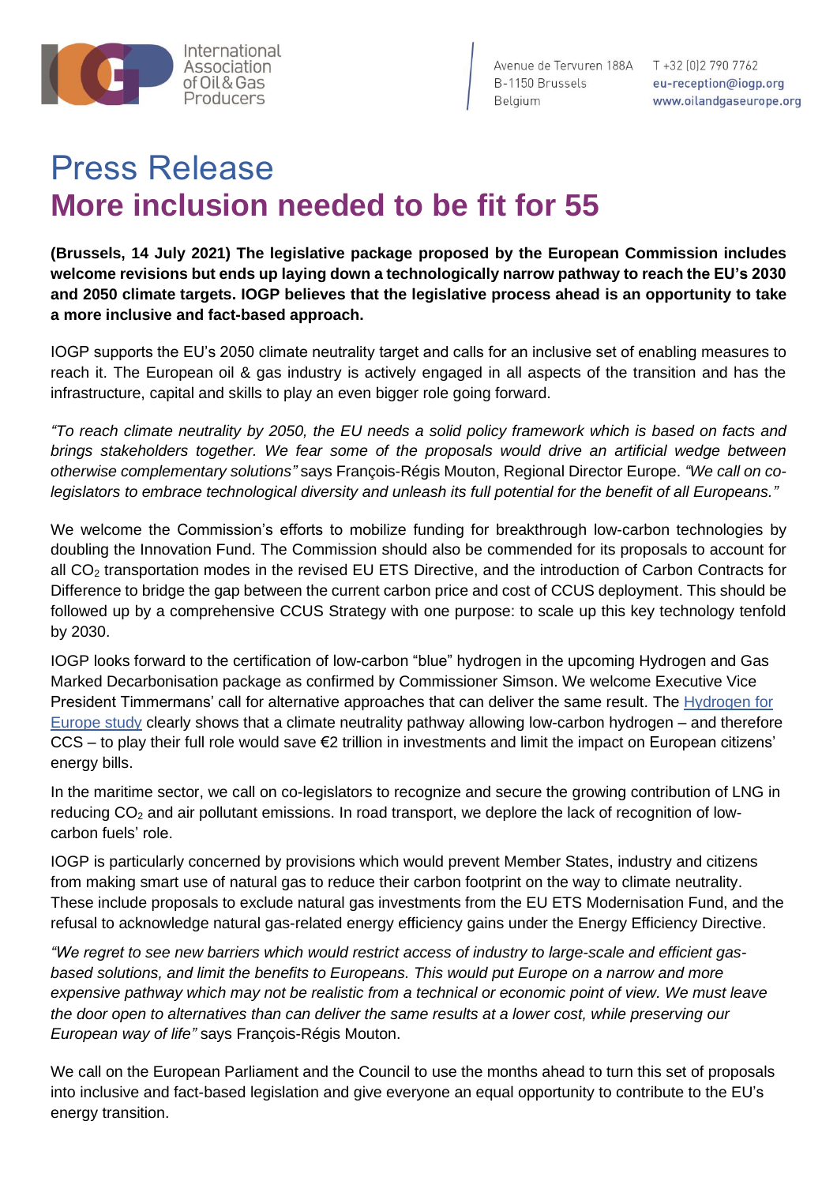International Association of Oil & Gas Producers

Avenue de Tervuren 188A
B-1150 Brussels
Belgium

T +32 (0)2 790 7762
eu-reception@iogp.org
www.oilandgaseurope.org

# Press Release

## More inclusion needed to be fit for 55

**(Brussels, 14 July 2021) The legislative package proposed by the European Commission includes welcome revisions but ends up laying down a technologically narrow pathway to reach the EU's 2030 and 2050 climate targets. IOGP believes that the legislative process ahead is an opportunity to take a more inclusive and fact-based approach.**

IOGP supports the EU's 2050 climate neutrality target and calls for an inclusive set of enabling measures to reach it. The European oil & gas industry is actively engaged in all aspects of the transition and has the infrastructure, capital and skills to play an even bigger role going forward.

*"To reach climate neutrality by 2050, the EU needs a solid policy framework which is based on facts and brings stakeholders together. We fear some of the proposals would drive an artificial wedge between otherwise complementary solutions"* says François-Régis Mouton, Regional Director Europe. *"We call on co-legislators to embrace technological diversity and unleash its full potential for the benefit of all Europeans."*

We welcome the Commission's efforts to mobilize funding for breakthrough low-carbon technologies by doubling the Innovation Fund. The Commission should also be commended for its proposals to account for all $CO_2$ transportation modes in the revised EU ETS Directive, and the introduction of Carbon Contracts for Difference to bridge the gap between the current carbon price and cost of CCUS deployment. This should be followed up by a comprehensive CCUS Strategy with one purpose: to scale up this key technology tenfold by 2030.

IOGP looks forward to the certification of low-carbon "blue" hydrogen in the upcoming Hydrogen and Gas Marked Decarbonisation package as confirmed by Commissioner Simson. We welcome Executive Vice President Timmermans' call for alternative approaches that can deliver the same result. The Hydrogen for Europe study clearly shows that a climate neutrality pathway allowing low-carbon hydrogen – and therefore CCS – to play their full role would save €2 trillion in investments and limit the impact on European citizens' energy bills.

In the maritime sector, we call on co-legislators to recognize and secure the growing contribution of LNG in reducing $CO_2$ and air pollutant emissions. In road transport, we deplore the lack of recognition of low-carbon fuels' role.

IOGP is particularly concerned by provisions which would prevent Member States, industry and citizens from making smart use of natural gas to reduce their carbon footprint on the way to climate neutrality. These include proposals to exclude natural gas investments from the EU ETS Modernisation Fund, and the refusal to acknowledge natural gas-related energy efficiency gains under the Energy Efficiency Directive.

*"We regret to see new barriers which would restrict access of industry to large-scale and efficient gas-based solutions, and limit the benefits to Europeans. This would put Europe on a narrow and more expensive pathway which may not be realistic from a technical or economic point of view. We must leave the door open to alternatives than can deliver the same results at a lower cost, while preserving our European way of life"* says François-Régis Mouton.

We call on the European Parliament and the Council to use the months ahead to turn this set of proposals into inclusive and fact-based legislation and give everyone an equal opportunity to contribute to the EU's energy transition.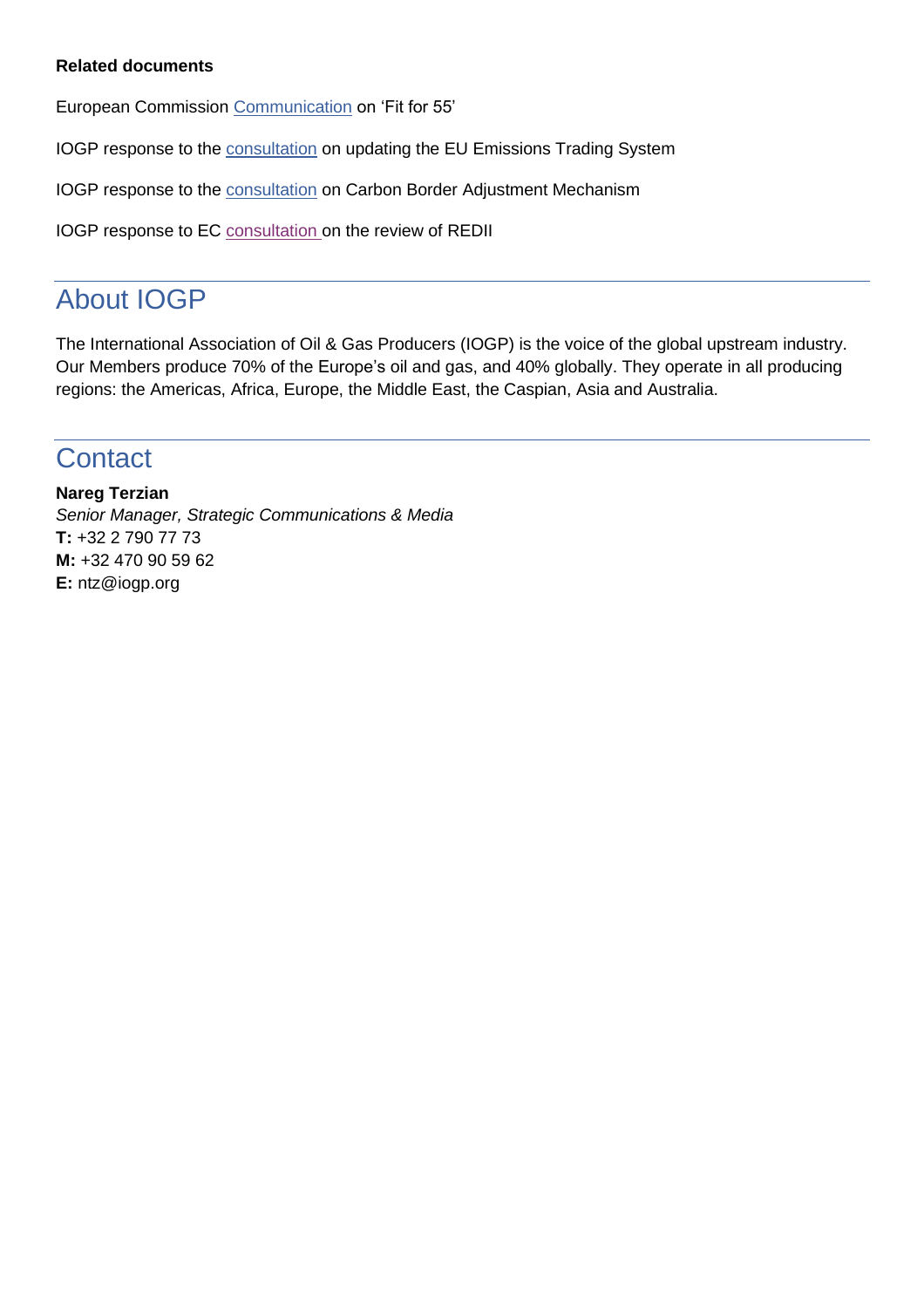**Related documents**

European Commission Communication on 'Fit for 55'

IOGP response to the consultation on updating the EU Emissions Trading System

IOGP response to the consultation on Carbon Border Adjustment Mechanism

IOGP response to EC consultation on the review of REDII

## About IOGP

The International Association of Oil & Gas Producers (IOGP) is the voice of the global upstream industry. Our Members produce 70% of the Europe's oil and gas, and 40% globally. They operate in all producing regions: the Americas, Africa, Europe, the Middle East, the Caspian, Asia and Australia.

## Contact

**Nareg Terzian**
*Senior Manager, Strategic Communications & Media*
**T:** +32 2 790 77 73
**M:** +32 470 90 59 62
**E:** ntz@iogp.org